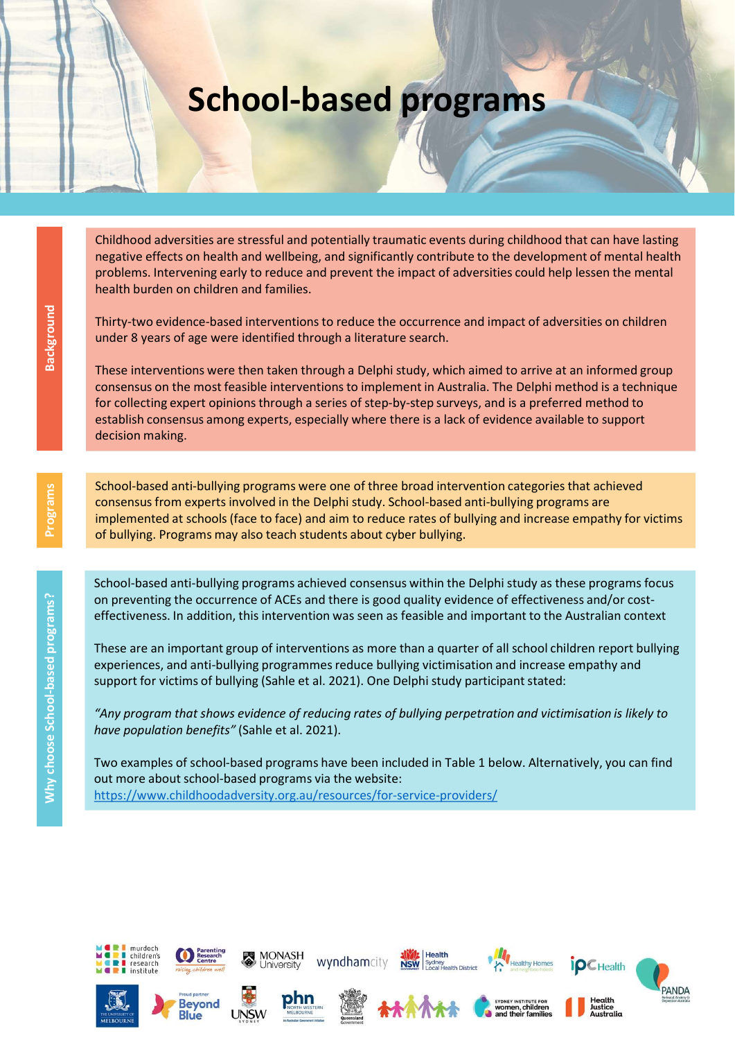# School-based programs

## Background

Childhood adversities are stressful and potentially traumatic events during childhood that can have lasting negative effects on health and wellbeing, and significantly contribute to the development of mental health problems. Intervening early to reduce and prevent the impact of adversities could help lessen the mental health burden on children and families.

Thirty-two evidence-based interventions to reduce the occurrence and impact of adversities on children under 8 years of age were identified through a literature search.

These interventions were then taken through a Delphi study, which aimed to arrive at an informed group consensus on the most feasible interventions to implement in Australia. The Delphi method is a technique for collecting expert opinions through a series of step-by-step surveys, and is a preferred method to establish consensus among experts, especially where there is a lack of evidence available to support decision making.

## Programs

School-based anti-bullying programs were one of three broad intervention categories that achieved consensus from experts involved in the Delphi study. School-based anti-bullying programs are implemented at schools (face to face) and aim to reduce rates of bullying and increase empathy for victims of bullying. Programs may also teach students about cyber bullying.

## Why choose School-based programs?

School-based anti-bullying programs achieved consensus within the Delphi study as these programs focus on preventing the occurrence of ACEs and there is good quality evidence of effectiveness and/or cost-effectiveness. In addition, this intervention was seen as feasible and important to the Australian context

These are an important group of interventions as more than a quarter of all school children report bullying experiences, and anti-bullying programmes reduce bullying victimisation and increase empathy and support for victims of bullying (Sahle et al. 2021). One Delphi study participant stated:

*"Any program that shows evidence of reducing rates of bullying perpetration and victimisation is likely to have population benefits"* (Sahle et al. 2021).

Two examples of school-based programs have been included in Table 1 below. Alternatively, you can find out more about school-based programs via the website: https://www.childhoodadversity.org.au/resources/for-service-providers/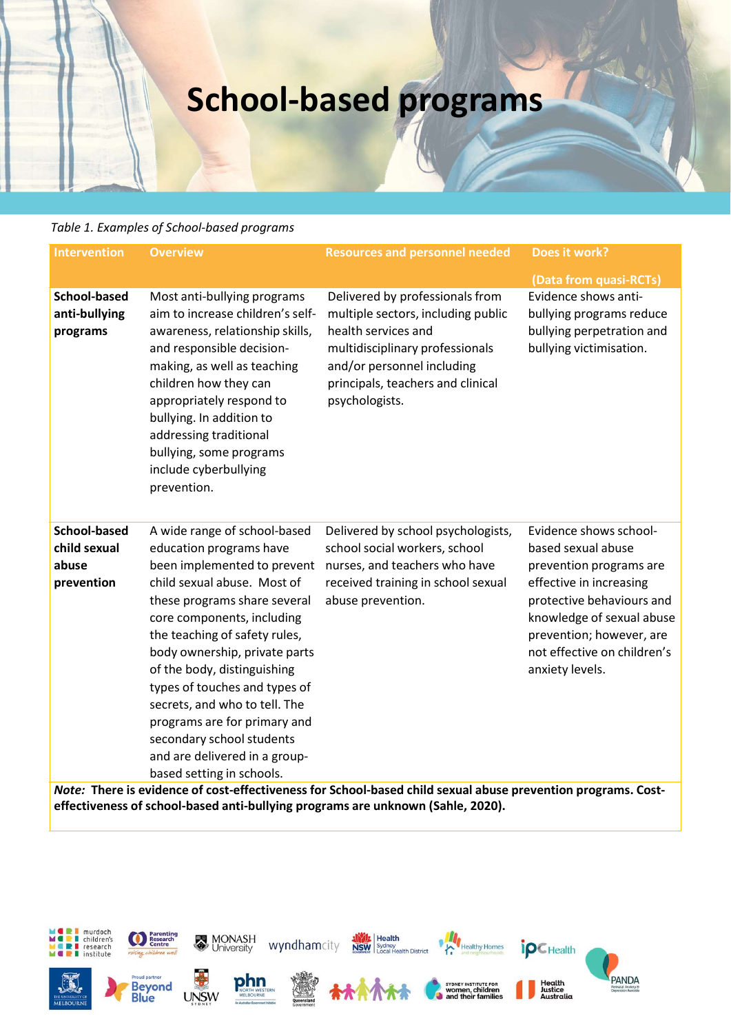# School-based programs

*Table 1. Examples of School-based programs*

| Intervention | Overview | Resources and personnel needed | Does it work? (Data from quasi-RCTs) |
|---|---|---|---|
| **School-based anti-bullying programs** | Most anti-bullying programs aim to increase children's self-awareness, relationship skills, and responsible decision-making, as well as teaching children how they can appropriately respond to bullying. In addition to addressing traditional bullying, some programs include cyberbullying prevention. | Delivered by professionals from multiple sectors, including public health services and multidisciplinary professionals and/or personnel including principals, teachers and clinical psychologists. | Evidence shows anti-bullying programs reduce bullying perpetration and bullying victimisation. |
| **School-based child sexual abuse prevention** | A wide range of school-based education programs have been implemented to prevent child sexual abuse. Most of these programs share several core components, including the teaching of safety rules, body ownership, private parts of the body, distinguishing types of touches and types of secrets, and who to tell. The programs are for primary and secondary school students and are delivered in a group-based setting in schools. | Delivered by school psychologists, school social workers, school nurses, and teachers who have received training in school sexual abuse prevention. | Evidence shows school-based sexual abuse prevention programs are effective in increasing protective behaviours and knowledge of sexual abuse prevention; however, are not effective on children's anxiety levels. |

***Note:*** **There is evidence of cost-effectiveness for School-based child sexual abuse prevention programs. Cost-effectiveness of school-based anti-bullying programs are unknown (Sahle, 2020).**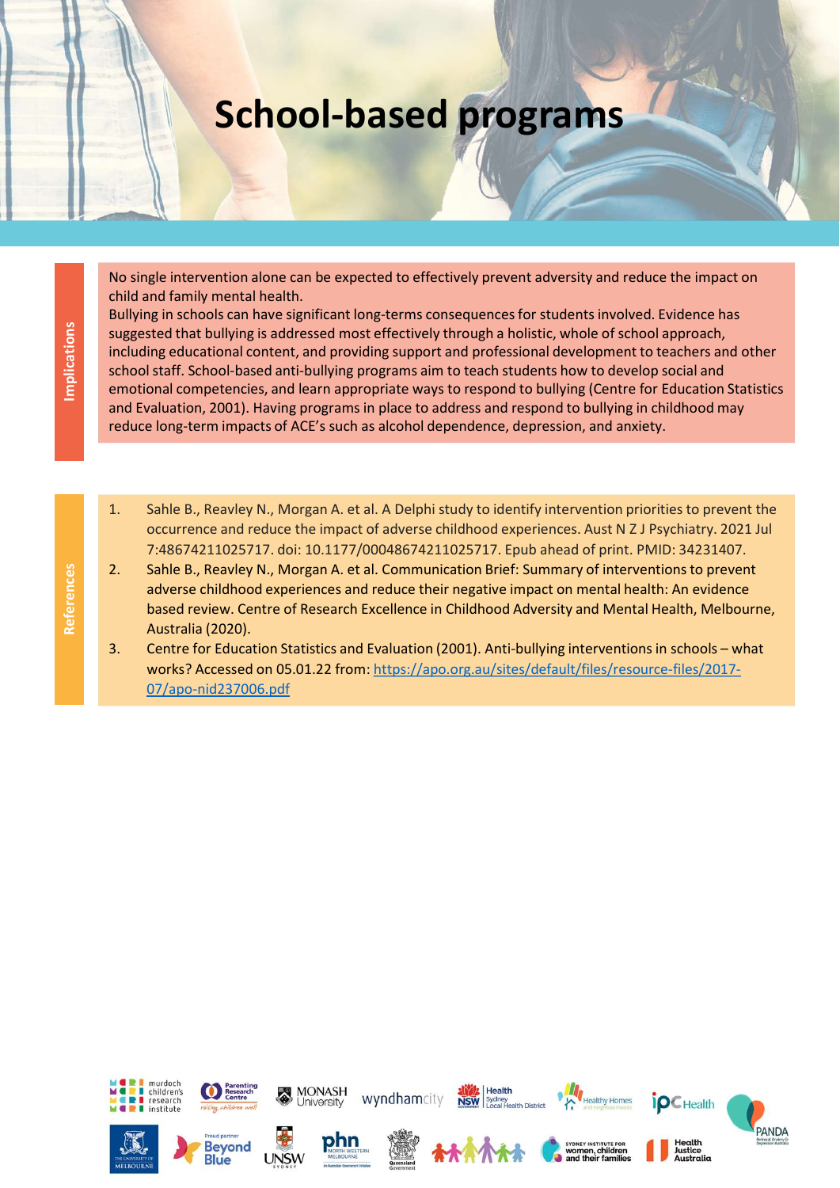# School-based programs

## Implications

No single intervention alone can be expected to effectively prevent adversity and reduce the impact on child and family mental health.

Bullying in schools can have significant long-terms consequences for students involved. Evidence has suggested that bullying is addressed most effectively through a holistic, whole of school approach, including educational content, and providing support and professional development to teachers and other school staff. School-based anti-bullying programs aim to teach students how to develop social and emotional competencies, and learn appropriate ways to respond to bullying (Centre for Education Statistics and Evaluation, 2001). Having programs in place to address and respond to bullying in childhood may reduce long-term impacts of ACE's such as alcohol dependence, depression, and anxiety.

## References

1. Sahle B., Reavley N., Morgan A. et al. A Delphi study to identify intervention priorities to prevent the occurrence and reduce the impact of adverse childhood experiences. Aust N Z J Psychiatry. 2021 Jul 7:48674211025717. doi: 10.1177/00048674211025717. Epub ahead of print. PMID: 34231407.
2. Sahle B., Reavley N., Morgan A. et al. Communication Brief: Summary of interventions to prevent adverse childhood experiences and reduce their negative impact on mental health: An evidence based review. Centre of Research Excellence in Childhood Adversity and Mental Health, Melbourne, Australia (2020).
3. Centre for Education Statistics and Evaluation (2001). Anti-bullying interventions in schools – what works? Accessed on 05.01.22 from: https://apo.org.au/sites/default/files/resource-files/2017-07/apo-nid237006.pdf